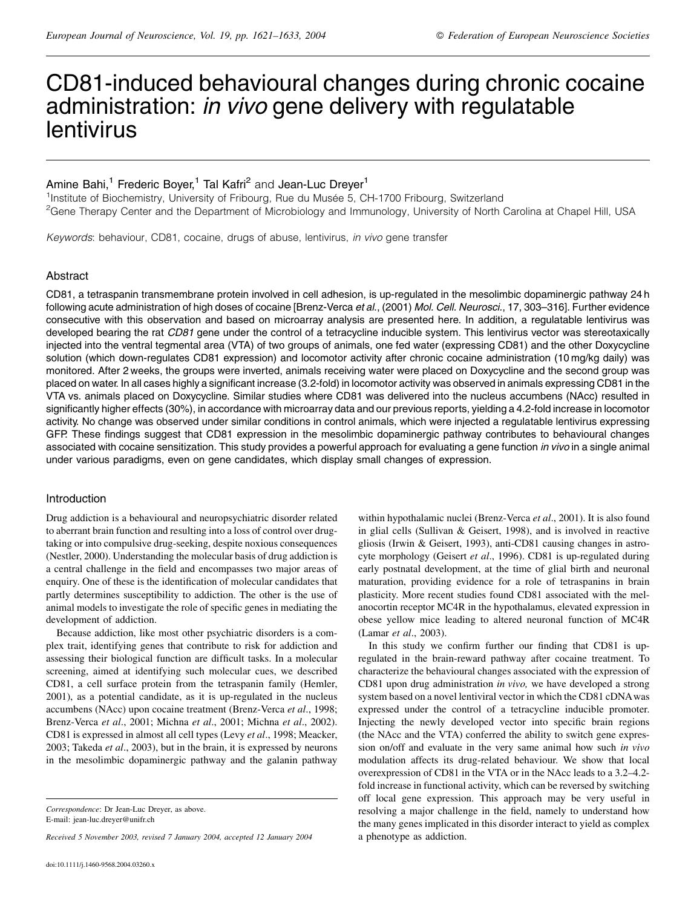# CD81-induced behavioural changes during chronic cocaine administration: *in vivo* gene delivery with regulatable lentivirus

Amine Bahi,[1] Frederic Boyer,[1] Tal Kafri[2] and Jean-Luc Dreyer[1]

[1]Institute of Biochemistry, University of Fribourg, Rue du Musée 5, CH-1700 Fribourg, Switzerland

[2]Gene Therapy Center and the Department of Microbiology and Immunology, University of North Carolina at Chapel Hill, USA

*Keywords*: behaviour, CD81, cocaine, drugs of abuse, lentivirus, *in vivo* gene transfer

## Abstract

CD81, a tetraspanin transmembrane protein involved in cell adhesion, is up-regulated in the mesolimbic dopaminergic pathway 24 h following acute administration of high doses of cocaine [Brenz-Verca *et al*., (2001) *Mol. Cell. Neurosci.*, 17, 303–316]. Further evidence consecutive with this observation and based on microarray analysis are presented here. In addition, a regulatable lentivirus was developed bearing the rat *CD81* gene under the control of a tetracycline inducible system. This lentivirus vector was stereotaxically injected into the ventral tegmental area (VTA) of two groups of animals, one fed water (expressing CD81) and the other Doxycycline solution (which down-regulates CD81 expression) and locomotor activity after chronic cocaine administration (10 mg/kg daily) was monitored. After 2 weeks, the groups were inverted, animals receiving water were placed on Doxycycline and the second group was placed on water. In all cases highly a significant increase (3.2-fold) in locomotor activity was observed in animals expressing CD81 in the VTA vs. animals placed on Doxycycline. Similar studies where CD81 was delivered into the nucleus accumbens (NAcc) resulted in significantly higher effects (30%), in accordance with microarray data and our previous reports, yielding a 4.2-fold increase in locomotor activity. No change was observed under similar conditions in control animals, which were injected a regulatable lentivirus expressing GFP. These findings suggest that CD81 expression in the mesolimbic dopaminergic pathway contributes to behavioural changes associated with cocaine sensitization. This study provides a powerful approach for evaluating a gene function *in vivo* in a single animal under various paradigms, even on gene candidates, which display small changes of expression.

## Introduction

Drug addiction is a behavioural and neuropsychiatric disorder related to aberrant brain function and resulting into a loss of control over drug-taking or into compulsive drug-seeking, despite noxious consequences (Nestler, 2000). Understanding the molecular basis of drug addiction is a central challenge in the field and encompasses two major areas of enquiry. One of these is the identification of molecular candidates that partly determines susceptibility to addiction. The other is the use of animal models to investigate the role of specific genes in mediating the development of addiction.

Because addiction, like most other psychiatric disorders is a complex trait, identifying genes that contribute to risk for addiction and assessing their biological function are difficult tasks. In a molecular screening, aimed at identifying such molecular cues, we described CD81, a cell surface protein from the tetraspanin family (Hemler, 2001), as a potential candidate, as it is up-regulated in the nucleus accumbens (NAcc) upon cocaine treatment (Brenz-Verca *et al*., 1998; Brenz-Verca *et al*., 2001; Michna *et al*., 2001; Michna *et al*., 2002). CD81 is expressed in almost all cell types (Levy *et al*., 1998; Meacker, 2003; Takeda *et al*., 2003), but in the brain, it is expressed by neurons in the mesolimbic dopaminergic pathway and the galanin pathway within hypothalamic nuclei (Brenz-Verca *et al*., 2001). It is also found in glial cells (Sullivan & Geisert, 1998), and is involved in reactive gliosis (Irwin & Geisert, 1993), anti-CD81 causing changes in astrocyte morphology (Geisert *et al*., 1996). CD81 is up-regulated during early postnatal development, at the time of glial birth and neuronal maturation, providing evidence for a role of tetraspanins in brain plasticity. More recent studies found CD81 associated with the melanocortin receptor MC4R in the hypothalamus, elevated expression in obese yellow mice leading to altered neuronal function of MC4R (Lamar *et al*., 2003).

In this study we confirm further our finding that CD81 is up-regulated in the brain-reward pathway after cocaine treatment. To characterize the behavioural changes associated with the expression of CD81 upon drug administration *in vivo,* we have developed a strong system based on a novel lentiviral vector in which the CD81 cDNA was expressed under the control of a tetracycline inducible promoter. Injecting the newly developed vector into specific brain regions (the NAcc and the VTA) conferred the ability to switch gene expression on/off and evaluate in the very same animal how such *in vivo* modulation affects its drug-related behaviour. We show that local overexpression of CD81 in the VTA or in the NAcc leads to a 3.2–4.2-fold increase in functional activity, which can be reversed by switching off local gene expression. This approach may be very useful in resolving a major challenge in the field, namely to understand how the many genes implicated in this disorder interact to yield as complex a phenotype as addiction.

*Correspondence*: Dr Jean-Luc Dreyer, as above.
E-mail: jean-luc.dreyer@unifr.ch

*Received 5 November 2003, revised 7 January 2004, accepted 12 January 2004*

doi:10.1111/j.1460-9568.2004.03260.x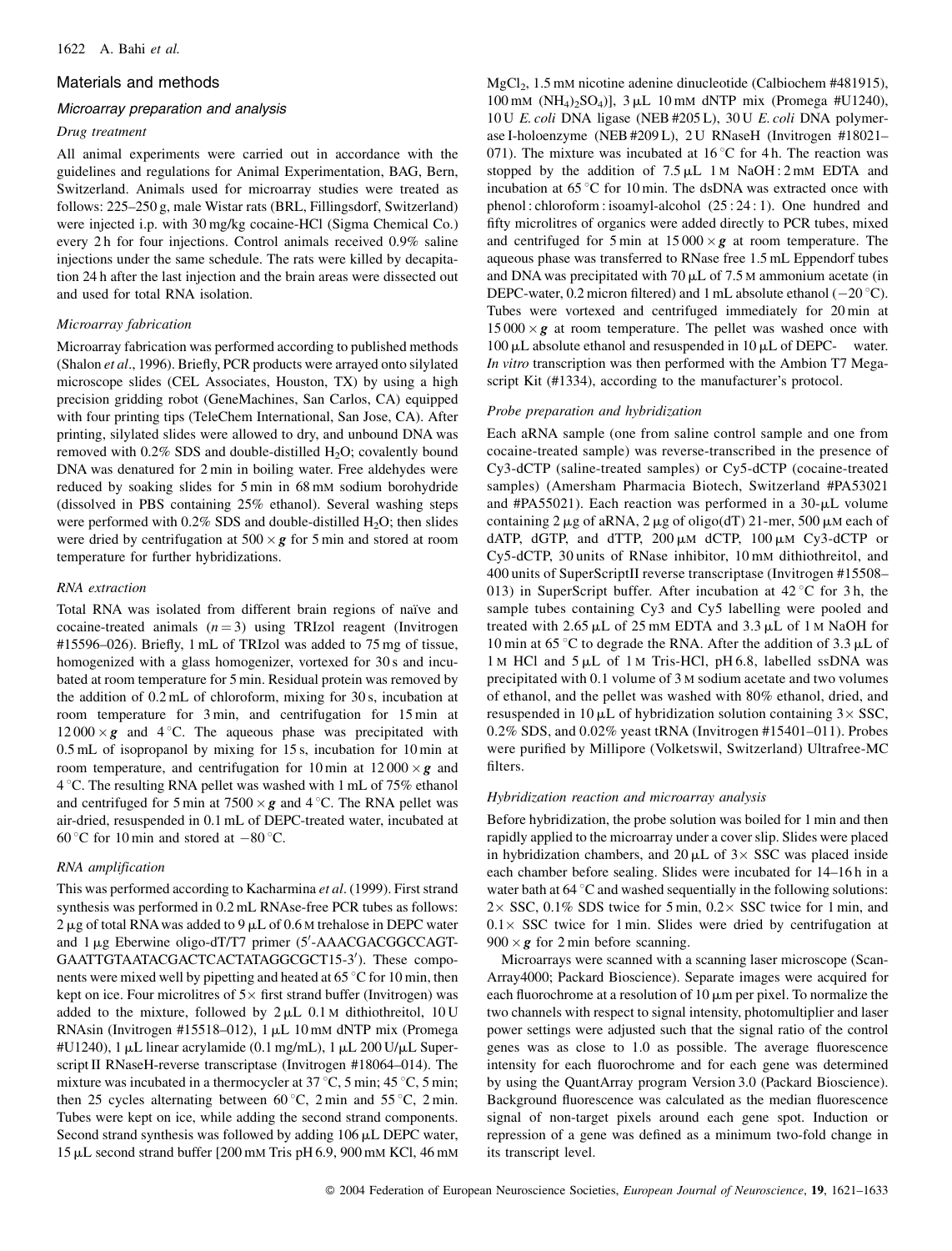## Materials and methods

### Microarray preparation and analysis

#### Drug treatment

All animal experiments were carried out in accordance with the guidelines and regulations for Animal Experimentation, BAG, Bern, Switzerland. Animals used for microarray studies were treated as follows: 225–250 g, male Wistar rats (BRL, Fillingsdorf, Switzerland) were injected i.p. with 30 mg/kg cocaine-HCl (Sigma Chemical Co.) every 2 h for four injections. Control animals received 0.9% saline injections under the same schedule. The rats were killed by decapitation 24 h after the last injection and the brain areas were dissected out and used for total RNA isolation.

#### Microarray fabrication

Microarray fabrication was performed according to published methods (Shalon *et al*., 1996). Briefly, PCR products were arrayed onto silylated microscope slides (CEL Associates, Houston, TX) by using a high precision gridding robot (GeneMachines, San Carlos, CA) equipped with four printing tips (TeleChem International, San Jose, CA). After printing, silylated slides were allowed to dry, and unbound DNA was removed with 0.2% SDS and double-distilled $H_2O$; covalently bound DNA was denatured for 2 min in boiling water. Free aldehydes were reduced by soaking slides for 5 min in 68 mM sodium borohydride (dissolved in PBS containing 25% ethanol). Several washing steps were performed with 0.2% SDS and double-distilled $H_2O$; then slides were dried by centrifugation at $500 \times g$ for 5 min and stored at room temperature for further hybridizations.

#### RNA extraction

Total RNA was isolated from different brain regions of naïve and cocaine-treated animals ($n = 3$) using TRIzol reagent (Invitrogen #15596–026). Briefly, 1 mL of TRIzol was added to 75 mg of tissue, homogenized with a glass homogenizer, vortexed for 30 s and incubated at room temperature for 5 min. Residual protein was removed by the addition of 0.2 mL of chloroform, mixing for 30 s, incubation at room temperature for 3 min, and centrifugation for 15 min at $12\,000 \times g$ and 4 °C. The aqueous phase was precipitated with 0.5 mL of isopropanol by mixing for 15 s, incubation for 10 min at room temperature, and centrifugation for 10 min at $12\,000 \times g$ and 4 °C. The resulting RNA pellet was washed with 1 mL of 75% ethanol and centrifuged for 5 min at $7500 \times g$ and 4 °C. The RNA pellet was air-dried, resuspended in 0.1 mL of DEPC-treated water, incubated at 60 °C for 10 min and stored at −80 °C.

#### RNA amplification

This was performed according to Kacharmina *et al*. (1999). First strand synthesis was performed in 0.2 mL RNAse-free PCR tubes as follows: 2 µg of total RNA was added to 9 µL of 0.6 M trehalose in DEPC water and 1 µg Eberwine oligo-dT/T7 primer (5′-AAACGACGGCCAGTGAATTGTAATACGACTCACTATAGGCGCT15-3′). These components were mixed well by pipetting and heated at 65 °C for 10 min, then kept on ice. Four microlitres of 5× first strand buffer (Invitrogen) was added to the mixture, followed by 2 µL 0.1 M dithiothreitol, 10 U RNAsin (Invitrogen #15518–012), 1 µL 10 mM dNTP mix (Promega #U1240), 1 µL linear acrylamide (0.1 mg/mL), 1 µL 200 U/µL Superscript II RNaseH-reverse transcriptase (Invitrogen #18064–014). The mixture was incubated in a thermocycler at 37 °C, 5 min; 45 °C, 5 min; then 25 cycles alternating between 60 °C, 2 min and 55 °C, 2 min. Tubes were kept on ice, while adding the second strand components. Second strand synthesis was followed by adding 106 µL DEPC water, 15 µL second strand buffer [200 mM Tris pH 6.9, 900 mM KCl, 46 mM $MgCl_2$, 1.5 mM nicotine adenine dinucleotide (Calbiochem #481915), 100 mM $(NH_4)_2SO_4$)], 3 µL 10 mM dNTP mix (Promega #U1240), 10 U *E. coli* DNA ligase (NEB #205 L), 30 U *E. coli* DNA polymerase I-holoenzyme (NEB #209 L), 2 U RNaseH (Invitrogen #18021–071). The mixture was incubated at 16 °C for 4 h. The reaction was stopped by the addition of 7.5 µL 1 M NaOH : 2 mM EDTA and incubation at 65 °C for 10 min. The dsDNA was extracted once with phenol : chloroform : isoamyl-alcohol (25 : 24 : 1). One hundred and fifty microlitres of organics were added directly to PCR tubes, mixed and centrifuged for 5 min at $15\,000 \times g$ at room temperature. The aqueous phase was transferred to RNase free 1.5 mL Eppendorf tubes and DNA was precipitated with 70 µL of 7.5 M ammonium acetate (in DEPC-water, 0.2 micron filtered) and 1 mL absolute ethanol (−20 °C). Tubes were vortexed and centrifuged immediately for 20 min at $15\,000 \times g$ at room temperature. The pellet was washed once with 100 µL absolute ethanol and resuspended in 10 µL of DEPC- water. *In vitro* transcription was then performed with the Ambion T7 Megascript Kit (#1334), according to the manufacturer's protocol.

#### Probe preparation and hybridization

Each aRNA sample (one from saline control sample and one from cocaine-treated sample) was reverse-transcribed in the presence of Cy3-dCTP (saline-treated samples) or Cy5-dCTP (cocaine-treated samples) (Amersham Pharmacia Biotech, Switzerland #PA53021 and #PA55021). Each reaction was performed in a 30-µL volume containing 2 µg of aRNA, 2 µg of oligo(dT) 21-mer, 500 µM each of dATP, dGTP, and dTTP, 200 µM dCTP, 100 µM Cy3-dCTP or Cy5-dCTP, 30 units of RNase inhibitor, 10 mM dithiothreitol, and 400 units of SuperScriptII reverse transcriptase (Invitrogen #15508–013) in SuperScript buffer. After incubation at 42 °C for 3 h, the sample tubes containing Cy3 and Cy5 labelling were pooled and treated with 2.65 µL of 25 mM EDTA and 3.3 µL of 1 M NaOH for 10 min at 65 °C to degrade the RNA. After the addition of 3.3 µL of 1 M HCl and 5 µL of 1 M Tris-HCl, pH 6.8, labelled ssDNA was precipitated with 0.1 volume of 3 M sodium acetate and two volumes of ethanol, and the pellet was washed with 80% ethanol, dried, and resuspended in 10 µL of hybridization solution containing 3× SSC, 0.2% SDS, and 0.02% yeast tRNA (Invitrogen #15401–011). Probes were purified by Millipore (Volketswil, Switzerland) Ultrafree-MC filters.

#### Hybridization reaction and microarray analysis

Before hybridization, the probe solution was boiled for 1 min and then rapidly applied to the microarray under a cover slip. Slides were placed in hybridization chambers, and 20 µL of 3× SSC was placed inside each chamber before sealing. Slides were incubated for 14–16 h in a water bath at 64 °C and washed sequentially in the following solutions: 2× SSC, 0.1% SDS twice for 5 min, 0.2× SSC twice for 1 min, and 0.1× SSC twice for 1 min. Slides were dried by centrifugation at $900 \times g$ for 2 min before scanning.

Microarrays were scanned with a scanning laser microscope (ScanArray4000; Packard Bioscience). Separate images were acquired for each fluorochrome at a resolution of 10 µm per pixel. To normalize the two channels with respect to signal intensity, photomultiplier and laser power settings were adjusted such that the signal ratio of the control genes was as close to 1.0 as possible. The average fluorescence intensity for each fluorochrome and for each gene was determined by using the QuantArray program Version 3.0 (Packard Bioscience). Background fluorescence was calculated as the median fluorescence signal of non-target pixels around each gene spot. Induction or repression of a gene was defined as a minimum two-fold change in its transcript level.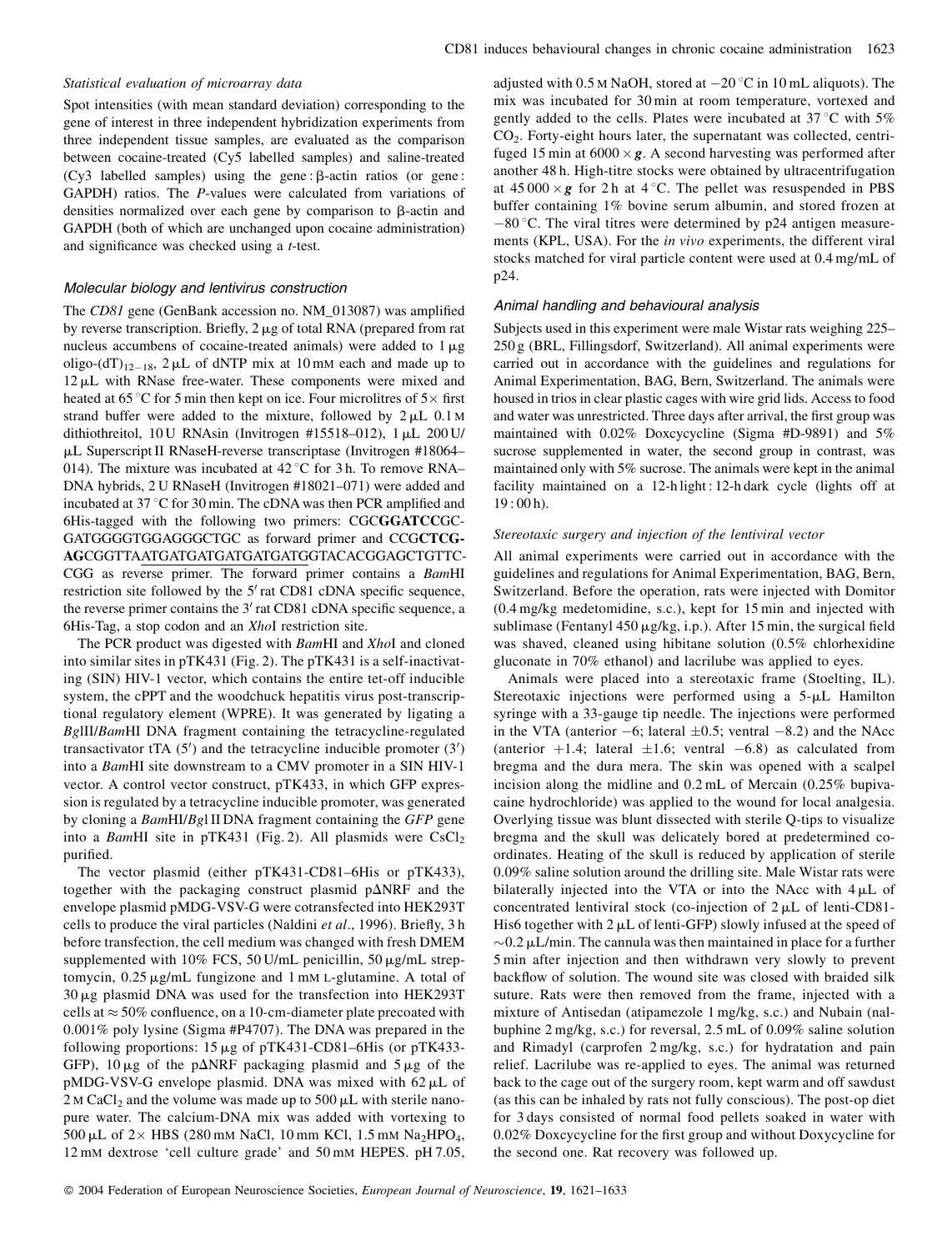### Statistical evaluation of microarray data

Spot intensities (with mean standard deviation) corresponding to the gene of interest in three independent hybridization experiments from three independent tissue samples, are evaluated as the comparison between cocaine-treated (Cy5 labelled samples) and saline-treated (Cy3 labelled samples) using the gene : β-actin ratios (or gene : GAPDH) ratios. The *P*-values were calculated from variations of densities normalized over each gene by comparison to β-actin and GAPDH (both of which are unchanged upon cocaine administration) and significance was checked using a *t*-test.

### Molecular biology and lentivirus construction

The *CD81* gene (GenBank accession no. NM_013087) was amplified by reverse transcription. Briefly, 2 μg of total RNA (prepared from rat nucleus accumbens of cocaine-treated animals) were added to 1 μg oligo-$(dT)_{12-18}$, 2 μL of dNTP mix at 10 mM each and made up to 12 μL with RNase free-water. These components were mixed and heated at 65 °C for 5 min then kept on ice. Four microlitres of 5× first strand buffer were added to the mixture, followed by 2 μL 0.1 M dithiothreitol, 10 U RNAsin (Invitrogen #15518–012), 1 μL 200 U/μL Superscript II RNaseH-reverse transcriptase (Invitrogen #18064–014). The mixture was incubated at 42 °C for 3 h. To remove RNA–DNA hybrids, 2 U RNaseH (Invitrogen #18021–071) were added and incubated at 37 °C for 30 min. The cDNA was then PCR amplified and 6His-tagged with the following two primers: CGC**GGATCC**GCGATGGGGTGGAGGGCTGC as forward primer and CCG**CTCGAG**CGGTTAATGATGATGATGATGATGGTACACGGAGCTGTTCCGG as reverse primer. The forward primer contains a *Bam*HI restriction site followed by the 5′ rat CD81 cDNA specific sequence, the reverse primer contains the 3′ rat CD81 cDNA specific sequence, a 6His-Tag, a stop codon and an *Xho*I restriction site.

The PCR product was digested with *Bam*HI and *Xho*I and cloned into similar sites in pTK431 (Fig. 2). The pTK431 is a self-inactivating (SIN) HIV-1 vector, which contains the entire tet-off inducible system, the cPPT and the woodchuck hepatitis virus post-transcriptional regulatory element (WPRE). It was generated by ligating a *Bgl*II/*Bam*HI DNA fragment containing the tetracycline-regulated transactivator tTA (5′) and the tetracycline inducible promoter (3′) into a *Bam*HI site downstream to a CMV promoter in a SIN HIV-1 vector. A control vector construct, pTK433, in which GFP expression is regulated by a tetracycline inducible promoter, was generated by cloning a *Bam*HI/*Bgl* II DNA fragment containing the *GFP* gene into a *Bam*HI site in pTK431 (Fig. 2). All plasmids were $CsCl_2$ purified.

The vector plasmid (either pTK431-CD81–6His or pTK433), together with the packaging construct plasmid pΔNRF and the envelope plasmid pMDG-VSV-G were cotransfected into HEK293T cells to produce the viral particles (Naldini *et al*., 1996). Briefly, 3 h before transfection, the cell medium was changed with fresh DMEM supplemented with 10% FCS, 50 U/mL penicillin, 50 μg/mL streptomycin, 0.25 μg/mL fungizone and 1 mM L-glutamine. A total of 30 μg plasmid DNA was used for the transfection into HEK293T cells at ≈ 50% confluence, on a 10-cm-diameter plate precoated with 0.001% poly lysine (Sigma #P4707). The DNA was prepared in the following proportions: 15 μg of pTK431-CD81–6His (or pTK433-GFP), 10 μg of the pΔNRF packaging plasmid and 5 μg of the pMDG-VSV-G envelope plasmid. DNA was mixed with 62 μL of 2 M $CaCl_2$ and the volume was made up to 500 μL with sterile nanopure water. The calcium-DNA mix was added with vortexing to 500 μL of 2× HBS (280 mM NaCl, 10 mm KCl, 1.5 mM $Na_2HPO_4$, 12 mM dextrose 'cell culture grade' and 50 mM HEPES. pH 7.05, adjusted with 0.5 M NaOH, stored at −20 °C in 10 mL aliquots). The mix was incubated for 30 min at room temperature, vortexed and gently added to the cells. Plates were incubated at 37 °C with 5% $CO_2$. Forty-eight hours later, the supernatant was collected, centrifuged 15 min at 6000 × ***g***. A second harvesting was performed after another 48 h. High-titre stocks were obtained by ultracentrifugation at 45 000 × ***g*** for 2 h at 4 °C. The pellet was resuspended in PBS buffer containing 1% bovine serum albumin, and stored frozen at −80 °C. The viral titres were determined by p24 antigen measurements (KPL, USA). For the *in vivo* experiments, the different viral stocks matched for viral particle content were used at 0.4 mg/mL of p24.

### Animal handling and behavioural analysis

Subjects used in this experiment were male Wistar rats weighing 225–250 g (BRL, Fillingsdorf, Switzerland). All animal experiments were carried out in accordance with the guidelines and regulations for Animal Experimentation, BAG, Bern, Switzerland. The animals were housed in trios in clear plastic cages with wire grid lids. Access to food and water was unrestricted. Three days after arrival, the first group was maintained with 0.02% Doxycycline (Sigma #D-9891) and 5% sucrose supplemented in water, the second group in contrast, was maintained only with 5% sucrose. The animals were kept in the animal facility maintained on a 12-h light : 12-h dark cycle (lights off at 19 : 00 h).

### Stereotaxic surgery and injection of the lentiviral vector

All animal experiments were carried out in accordance with the guidelines and regulations for Animal Experimentation, BAG, Bern, Switzerland. Before the operation, rats were injected with Domitor (0.4 mg/kg medetomidine, s.c.), kept for 15 min and injected with sublimase (Fentanyl 450 μg/kg, i.p.). After 15 min, the surgical field was shaved, cleaned using hibitane solution (0.5% chlorhexidine gluconate in 70% ethanol) and lacrilube was applied to eyes.

Animals were placed into a stereotaxic frame (Stoelting, IL). Stereotaxic injections were performed using a 5-μL Hamilton syringe with a 33-gauge tip needle. The injections were performed in the VTA (anterior −6; lateral ±0.5; ventral −8.2) and the NAcc (anterior +1.4; lateral ±1.6; ventral −6.8) as calculated from bregma and the dura mera. The skin was opened with a scalpel incision along the midline and 0.2 mL of Mercain (0.25% bupivacaine hydrochloride) was applied to the wound for local analgesia. Overlying tissue was blunt dissected with sterile Q-tips to visualize bregma and the skull was delicately bored at predetermined co-ordinates. Heating of the skull is reduced by application of sterile 0.09% saline solution around the drilling site. Male Wistar rats were bilaterally injected into the VTA or into the NAcc with 4 μL of concentrated lentiviral stock (co-injection of 2 μL of lenti-CD81-His6 together with 2 μL of lenti-GFP) slowly infused at the speed of ∼0.2 μL/min. The cannula was then maintained in place for a further 5 min after injection and then withdrawn very slowly to prevent backflow of solution. The wound site was closed with braided silk suture. Rats were then removed from the frame, injected with a mixture of Antisedan (atipamezole 1 mg/kg, s.c.) and Nubain (nalbuphine 2 mg/kg, s.c.) for reversal, 2.5 mL of 0.09% saline solution and Rimadyl (carprofen 2 mg/kg, s.c.) for hydratation and pain relief. Lacrilube was re-applied to eyes. The animal was returned back to the cage out of the surgery room, kept warm and off sawdust (as this can be inhaled by rats not fully conscious). The post-op diet for 3 days consisted of normal food pellets soaked in water with 0.02% Doxycycline for the first group and without Doxycycline for the second one. Rat recovery was followed up.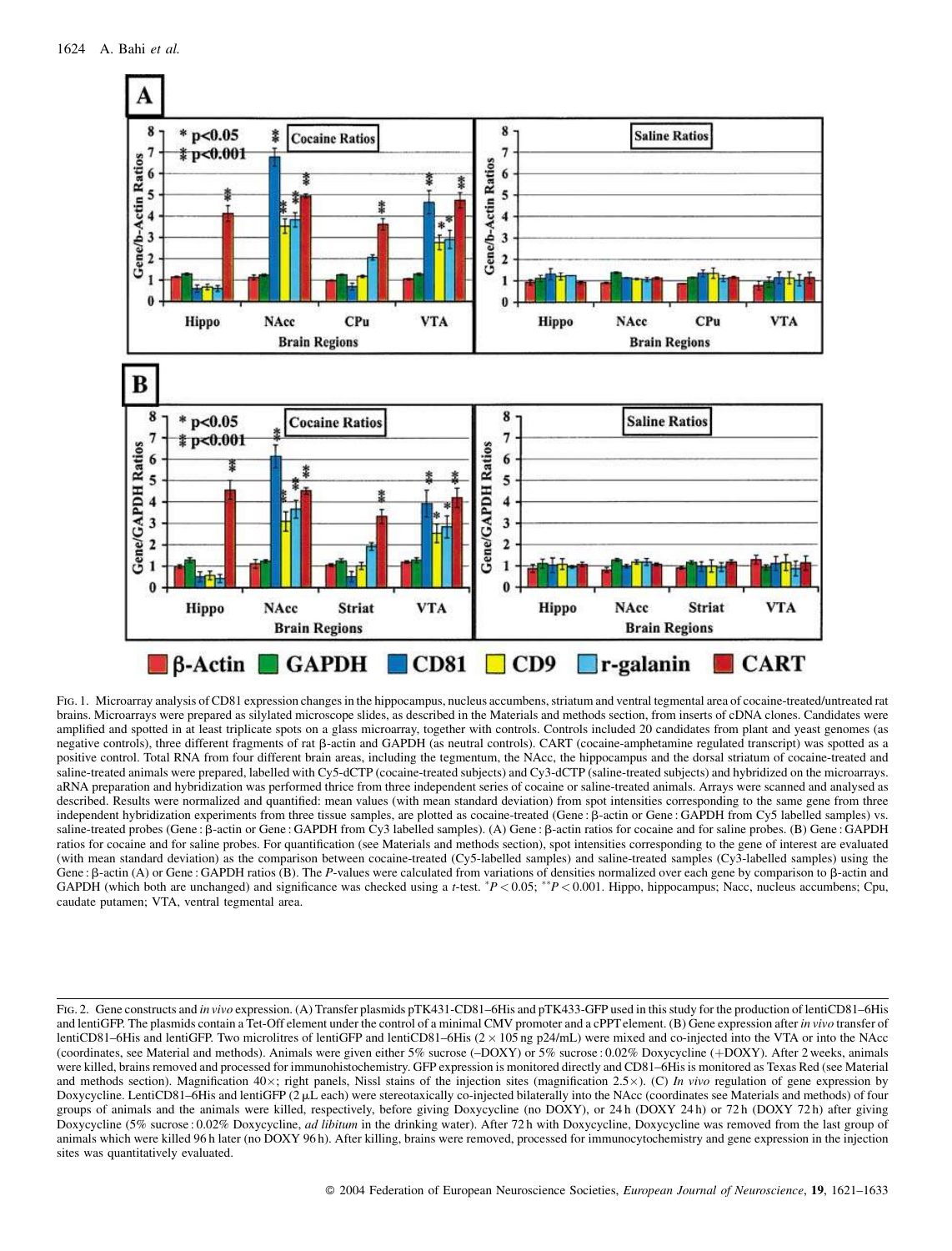FIG. 1. Microarray analysis of CD81 expression changes in the hippocampus, nucleus accumbens, striatum and ventral tegmental area of cocaine-treated/untreated rat brains. Microarrays were prepared as silylated microscope slides, as described in the Materials and methods section, from inserts of cDNA clones. Candidates were amplified and spotted in at least triplicate spots on a glass microarray, together with controls. Controls included 20 candidates from plant and yeast genomes (as negative controls), three different fragments of rat β-actin and GAPDH (as neutral controls). CART (cocaine-amphetamine regulated transcript) was spotted as a positive control. Total RNA from four different brain areas, including the tegmentum, the NAcc, the hippocampus and the dorsal striatum of cocaine-treated and saline-treated animals were prepared, labelled with Cy5-dCTP (cocaine-treated subjects) and Cy3-dCTP (saline-treated subjects) and hybridized on the microarrays. aRNA preparation and hybridization was performed thrice from three independent series of cocaine or saline-treated animals. Arrays were scanned and analysed as described. Results were normalized and quantified: mean values (with mean standard deviation) from spot intensities corresponding to the same gene from three independent hybridization experiments from three tissue samples, are plotted as cocaine-treated (Gene : β-actin or Gene : GAPDH from Cy5 labelled samples) vs. saline-treated probes (Gene : β-actin or Gene : GAPDH from Cy3 labelled samples). (A) Gene : β-actin ratios for cocaine and for saline probes. (B) Gene : GAPDH ratios for cocaine and for saline probes. For quantification (see Materials and methods section), spot intensities corresponding to the gene of interest are evaluated (with mean standard deviation) as the comparison between cocaine-treated (Cy5-labelled samples) and saline-treated samples (Cy3-labelled samples) using the Gene : β-actin (A) or Gene : GAPDH ratios (B). The *P*-values were calculated from variations of densities normalized over each gene by comparison to β-actin and GAPDH (which both are unchanged) and significance was checked using a *t*-test. $^{*}P < 0.05$; $^{**}P < 0.001$. Hippo, hippocampus; Nacc, nucleus accumbens; Cpu, caudate putamen; VTA, ventral tegmental area.

FIG. 2. Gene constructs and *in vivo* expression. (A) Transfer plasmids pTK431-CD81–6His and pTK433-GFP used in this study for the production of lentiCD81–6His and lentiGFP. The plasmids contain a Tet-Off element under the control of a minimal CMV promoter and a cPPT element. (B) Gene expression after *in vivo* transfer of lentiCD81–6His and lentiGFP. Two microlitres of lentiGFP and lentiCD81–6His ($2 \times 105$ ng p24/mL) were mixed and co-injected into the VTA or into the NAcc (coordinates, see Material and methods). Animals were given either 5% sucrose (–DOXY) or 5% sucrose : 0.02% Doxycycline (+DOXY). After 2 weeks, animals were killed, brains removed and processed for immunohistochemistry. GFP expression is monitored directly and CD81–6His is monitored as Texas Red (see Material and methods section). Magnification 40×; right panels, Nissl stains of the injection sites (magnification 2.5×). (C) *In vivo* regulation of gene expression by Doxycycline. LentiCD81–6His and lentiGFP (2 μL each) were stereotaxically co-injected bilaterally into the NAcc (coordinates see Materials and methods) of four groups of animals and the animals were killed, respectively, before giving Doxycycline (no DOXY), or 24 h (DOXY 24 h) or 72 h (DOXY 72 h) after giving Doxycycline (5% sucrose : 0.02% Doxycycline, *ad libitum* in the drinking water). After 72 h with Doxycycline, Doxycycline was removed from the last group of animals which were killed 96 h later (no DOXY 96 h). After killing, brains were removed, processed for immunocytochemistry and gene expression in the injection sites was quantitatively evaluated.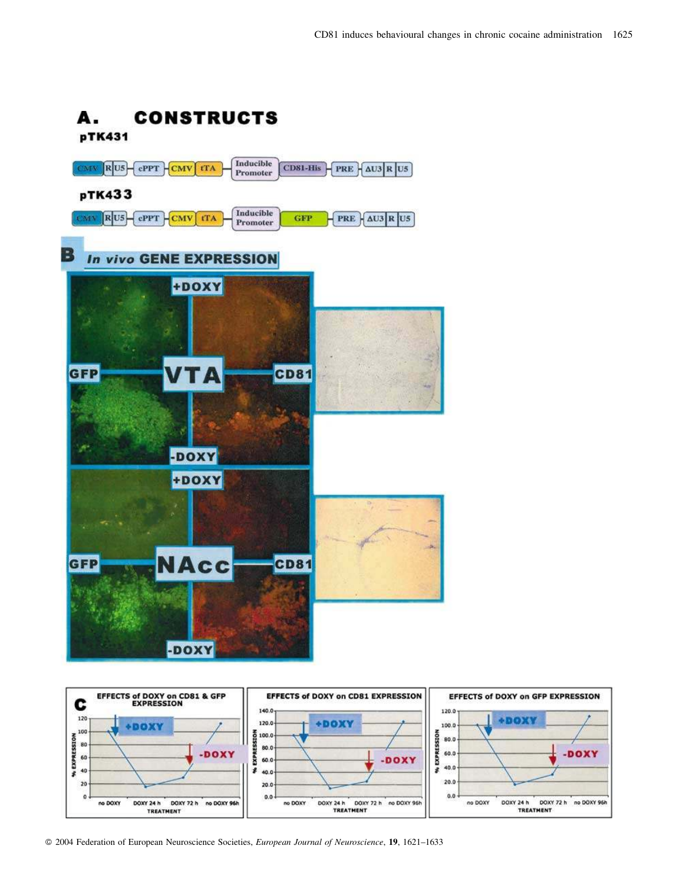# A. CONSTRUCTS

**pTK431**

CMV | R | U5 — cPPT — CMV | tTA — Inducible Promoter — CD81-His — PRE — ΔU3 | R | U5

**pTK433**

CMV | R | U5 — cPPT — CMV | tTA — Inducible Promoter — GFP — PRE — ΔU3 | R | U5

# B *In vivo* GENE EXPRESSION

+DOXY

GFP — VTA — CD81

-DOXY

+DOXY

GFP — NAcc — CD81

-DOXY

# C

| EFFECTS of DOXY on CD81 & GFP EXPRESSION | EFFECTS of DOXY on CD81 EXPRESSION | EFFECTS of DOXY on GFP EXPRESSION |
|---|---|---|

% EXPRESSION

+DOXY / -DOXY

TREATMENT: no DOXY, DOXY 24 h, DOXY 72 h, no DOXY 96h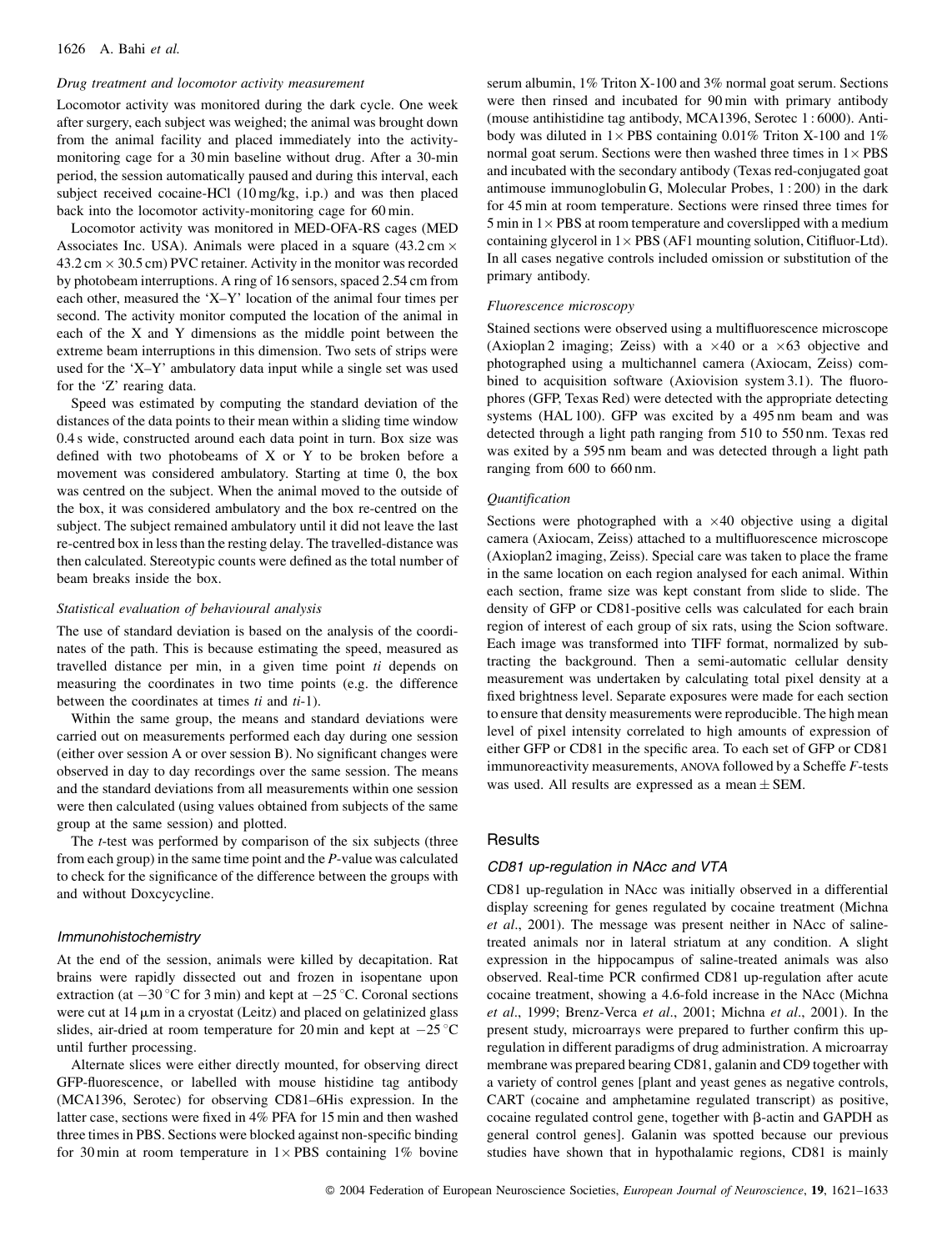#### *Drug treatment and locomotor activity measurement*

Locomotor activity was monitored during the dark cycle. One week after surgery, each subject was weighed; the animal was brought down from the animal facility and placed immediately into the activity-monitoring cage for a 30 min baseline without drug. After a 30-min period, the session automatically paused and during this interval, each subject received cocaine-HCl (10 mg/kg, i.p.) and was then placed back into the locomotor activity-monitoring cage for 60 min.

Locomotor activity was monitored in MED-OFA-RS cages (MED Associates Inc. USA). Animals were placed in a square (43.2 cm × 43.2 cm × 30.5 cm) PVC retainer. Activity in the monitor was recorded by photobeam interruptions. A ring of 16 sensors, spaced 2.54 cm from each other, measured the 'X–Y' location of the animal four times per second. The activity monitor computed the location of the animal in each of the X and Y dimensions as the middle point between the extreme beam interruptions in this dimension. Two sets of strips were used for the 'X–Y' ambulatory data input while a single set was used for the 'Z' rearing data.

Speed was estimated by computing the standard deviation of the distances of the data points to their mean within a sliding time window 0.4 s wide, constructed around each data point in turn. Box size was defined with two photobeams of X or Y to be broken before a movement was considered ambulatory. Starting at time 0, the box was centred on the subject. When the animal moved to the outside of the box, it was considered ambulatory and the box re-centred on the subject. The subject remained ambulatory until it did not leave the last re-centred box in less than the resting delay. The travelled-distance was then calculated. Stereotypic counts were defined as the total number of beam breaks inside the box.

#### *Statistical evaluation of behavioural analysis*

The use of standard deviation is based on the analysis of the coordinates of the path. This is because estimating the speed, measured as travelled distance per min, in a given time point $ti$ depends on measuring the coordinates in two time points (e.g. the difference between the coordinates at times $ti$ and $ti$-1).

Within the same group, the means and standard deviations were carried out on measurements performed each day during one session (either over session A or over session B). No significant changes were observed in day to day recordings over the same session. The means and the standard deviations from all measurements within one session were then calculated (using values obtained from subjects of the same group at the same session) and plotted.

The *t*-test was performed by comparison of the six subjects (three from each group) in the same time point and the *P*-value was calculated to check for the significance of the difference between the groups with and without Doxcycycline.

### *Immunohistochemistry*

At the end of the session, animals were killed by decapitation. Rat brains were rapidly dissected out and frozen in isopentane upon extraction (at −30 °C for 3 min) and kept at −25 °C. Coronal sections were cut at 14 μm in a cryostat (Leitz) and placed on gelatinized glass slides, air-dried at room temperature for 20 min and kept at −25 °C until further processing.

Alternate slices were either directly mounted, for observing direct GFP-fluorescence, or labelled with mouse histidine tag antibody (MCA1396, Serotec) for observing CD81–6His expression. In the latter case, sections were fixed in 4% PFA for 15 min and then washed three times in PBS. Sections were blocked against non-specific binding for 30 min at room temperature in 1× PBS containing 1% bovine serum albumin, 1% Triton X-100 and 3% normal goat serum. Sections were then rinsed and incubated for 90 min with primary antibody (mouse antihistidine tag antibody, MCA1396, Serotec 1 : 6000). Antibody was diluted in 1× PBS containing 0.01% Triton X-100 and 1% normal goat serum. Sections were then washed three times in 1× PBS and incubated with the secondary antibody (Texas red-conjugated goat antimouse immunoglobulin G, Molecular Probes, 1 : 200) in the dark for 45 min at room temperature. Sections were rinsed three times for 5 min in 1× PBS at room temperature and coverslipped with a medium containing glycerol in 1× PBS (AF1 mounting solution, Citifluor-Ltd). In all cases negative controls included omission or substitution of the primary antibody.

#### *Fluorescence microscopy*

Stained sections were observed using a multifluorescence microscope (Axioplan 2 imaging; Zeiss) with a ×40 or a ×63 objective and photographed using a multichannel camera (Axiocam, Zeiss) combined to acquisition software (Axiovision system 3.1). The fluorophores (GFP, Texas Red) were detected with the appropriate detecting systems (HAL 100). GFP was excited by a 495 nm beam and was detected through a light path ranging from 510 to 550 nm. Texas red was exited by a 595 nm beam and was detected through a light path ranging from 600 to 660 nm.

#### *Quantification*

Sections were photographed with a ×40 objective using a digital camera (Axiocam, Zeiss) attached to a multifluorescence microscope (Axioplan2 imaging, Zeiss). Special care was taken to place the frame in the same location on each region analysed for each animal. Within each section, frame size was kept constant from slide to slide. The density of GFP or CD81-positive cells was calculated for each brain region of interest of each group of six rats, using the Scion software. Each image was transformed into TIFF format, normalized by subtracting the background. Then a semi-automatic cellular density measurement was undertaken by calculating total pixel density at a fixed brightness level. Separate exposures were made for each section to ensure that density measurements were reproducible. The high mean level of pixel intensity correlated to high amounts of expression of either GFP or CD81 in the specific area. To each set of GFP or CD81 immunoreactivity measurements, ANOVA followed by a Scheffe *F*-tests was used. All results are expressed as a mean ± SEM.

## Results

### *CD81 up-regulation in NAcc and VTA*

CD81 up-regulation in NAcc was initially observed in a differential display screening for genes regulated by cocaine treatment (Michna *et al*., 2001). The message was present neither in NAcc of saline-treated animals nor in lateral striatum at any condition. A slight expression in the hippocampus of saline-treated animals was also observed. Real-time PCR confirmed CD81 up-regulation after acute cocaine treatment, showing a 4.6-fold increase in the NAcc (Michna *et al*., 1999; Brenz-Verca *et al*., 2001; Michna *et al*., 2001). In the present study, microarrays were prepared to further confirm this up-regulation in different paradigms of drug administration. A microarray membrane was prepared bearing CD81, galanin and CD9 together with a variety of control genes [plant and yeast genes as negative controls, CART (cocaine and amphetamine regulated transcript) as positive, cocaine regulated control gene, together with β-actin and GAPDH as general control genes]. Galanin was spotted because our previous studies have shown that in hypothalamic regions, CD81 is mainly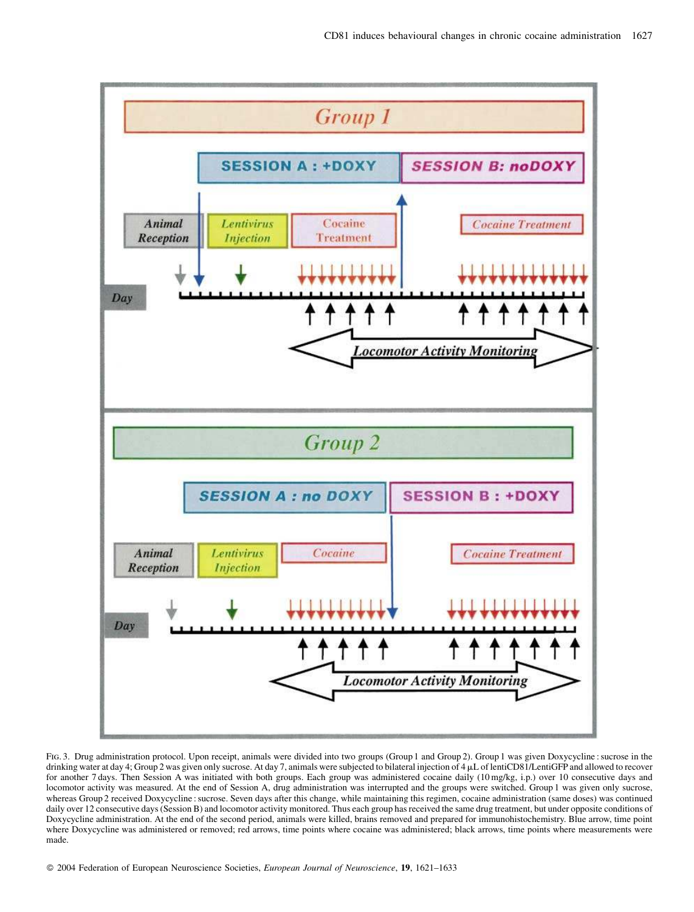Fig. 3. Drug administration protocol. Upon receipt, animals were divided into two groups (Group 1 and Group 2). Group 1 was given Doxycycline : sucrose in the drinking water at day 4; Group 2 was given only sucrose. At day 7, animals were subjected to bilateral injection of 4 μL of lentiCD81/LentiGFP and allowed to recover for another 7 days. Then Session A was initiated with both groups. Each group was administered cocaine daily (10 mg/kg, i.p.) over 10 consecutive days and locomotor activity was measured. At the end of Session A, drug administration was interrupted and the groups were switched. Group 1 was given only sucrose, whereas Group 2 received Doxycycline : sucrose. Seven days after this change, while maintaining this regimen, cocaine administration (same doses) was continued daily over 12 consecutive days (Session B) and locomotor activity monitored. Thus each group has received the same drug treatment, but under opposite conditions of Doxycycline administration. At the end of the second period, animals were killed, brains removed and prepared for immunohistochemistry. Blue arrow, time point where Doxycycline was administered or removed; red arrows, time points where cocaine was administered; black arrows, time points where measurements were made.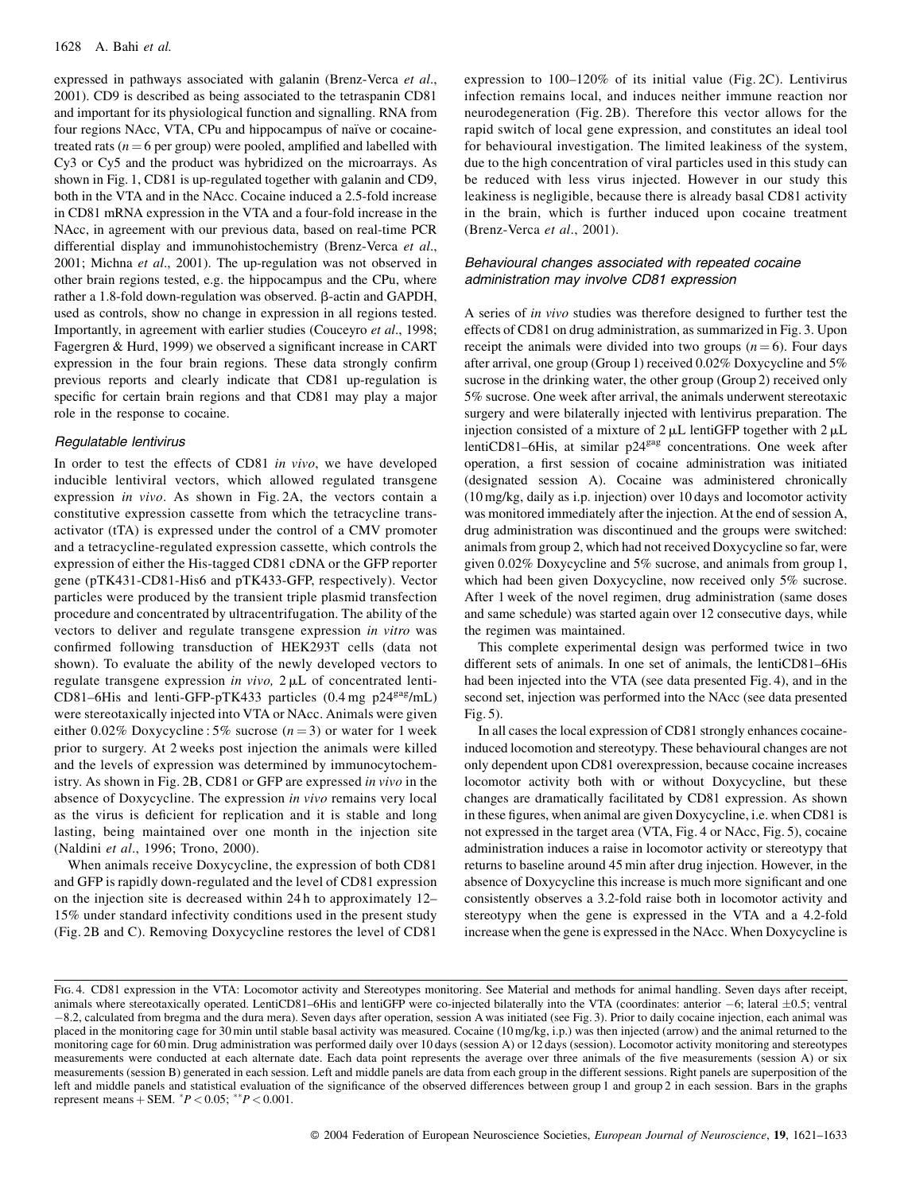expressed in pathways associated with galanin (Brenz-Verca *et al*., 2001). CD9 is described as being associated to the tetraspanin CD81 and important for its physiological function and signalling. RNA from four regions NAcc, VTA, CPu and hippocampus of naïve or cocaine-treated rats ($n = 6$ per group) were pooled, amplified and labelled with Cy3 or Cy5 and the product was hybridized on the microarrays. As shown in Fig. 1, CD81 is up-regulated together with galanin and CD9, both in the VTA and in the NAcc. Cocaine induced a 2.5-fold increase in CD81 mRNA expression in the VTA and a four-fold increase in the NAcc, in agreement with our previous data, based on real-time PCR differential display and immunohistochemistry (Brenz-Verca *et al*., 2001; Michna *et al*., 2001). The up-regulation was not observed in other brain regions tested, e.g. the hippocampus and the CPu, where rather a 1.8-fold down-regulation was observed. β-actin and GAPDH, used as controls, show no change in expression in all regions tested. Importantly, in agreement with earlier studies (Couceyro *et al*., 1998; Fagergren & Hurd, 1999) we observed a significant increase in CART expression in the four brain regions. These data strongly confirm previous reports and clearly indicate that CD81 up-regulation is specific for certain brain regions and that CD81 may play a major role in the response to cocaine.

### *Regulatable lentivirus*

In order to test the effects of CD81 *in vivo*, we have developed inducible lentiviral vectors, which allowed regulated transgene expression *in vivo*. As shown in Fig. 2A, the vectors contain a constitutive expression cassette from which the tetracycline transactivator (tTA) is expressed under the control of a CMV promoter and a tetracycline-regulated expression cassette, which controls the expression of either the His-tagged CD81 cDNA or the GFP reporter gene (pTK431-CD81-His6 and pTK433-GFP, respectively). Vector particles were produced by the transient triple plasmid transfection procedure and concentrated by ultracentrifugation. The ability of the vectors to deliver and regulate transgene expression *in vitro* was confirmed following transduction of HEK293T cells (data not shown). To evaluate the ability of the newly developed vectors to regulate transgene expression *in vivo*, 2 μL of concentrated lenti-CD81–6His and lenti-GFP-pTK433 particles (0.4 mg $p24^{gag}$/mL) were stereotaxically injected into VTA or NAcc. Animals were given either 0.02% Doxycycline : 5% sucrose ($n = 3$) or water for 1 week prior to surgery. At 2 weeks post injection the animals were killed and the levels of expression was determined by immunocytochemistry. As shown in Fig. 2B, CD81 or GFP are expressed *in vivo* in the absence of Doxycycline. The expression *in vivo* remains very local as the virus is deficient for replication and it is stable and long lasting, being maintained over one month in the injection site (Naldini *et al*., 1996; Trono, 2000).

When animals receive Doxycycline, the expression of both CD81 and GFP is rapidly down-regulated and the level of CD81 expression on the injection site is decreased within 24 h to approximately 12–15% under standard infectivity conditions used in the present study (Fig. 2B and C). Removing Doxycycline restores the level of CD81 expression to 100–120% of its initial value (Fig. 2C). Lentivirus infection remains local, and induces neither immune reaction nor neurodegeneration (Fig. 2B). Therefore this vector allows for the rapid switch of local gene expression, and constitutes an ideal tool for behavioural investigation. The limited leakiness of the system, due to the high concentration of viral particles used in this study can be reduced with less virus injected. However in our study this leakiness is negligible, because there is already basal CD81 activity in the brain, which is further induced upon cocaine treatment (Brenz-Verca *et al*., 2001).

### *Behavioural changes associated with repeated cocaine administration may involve CD81 expression*

A series of *in vivo* studies was therefore designed to further test the effects of CD81 on drug administration, as summarized in Fig. 3. Upon receipt the animals were divided into two groups ($n = 6$). Four days after arrival, one group (Group 1) received 0.02% Doxycycline and 5% sucrose in the drinking water, the other group (Group 2) received only 5% sucrose. One week after arrival, the animals underwent stereotaxic surgery and were bilaterally injected with lentivirus preparation. The injection consisted of a mixture of 2 μL lentiGFP together with 2 μL lentiCD81–6His, at similar $p24^{gag}$ concentrations. One week after operation, a first session of cocaine administration was initiated (designated session A). Cocaine was administered chronically (10 mg/kg, daily as i.p. injection) over 10 days and locomotor activity was monitored immediately after the injection. At the end of session A, drug administration was discontinued and the groups were switched: animals from group 2, which had not received Doxycycline so far, were given 0.02% Doxycycline and 5% sucrose, and animals from group 1, which had been given Doxycycline, now received only 5% sucrose. After 1 week of the novel regimen, drug administration (same doses and same schedule) was started again over 12 consecutive days, while the regimen was maintained.

This complete experimental design was performed twice in two different sets of animals. In one set of animals, the lentiCD81–6His had been injected into the VTA (see data presented Fig. 4), and in the second set, injection was performed into the NAcc (see data presented Fig. 5).

In all cases the local expression of CD81 strongly enhances cocaine-induced locomotion and stereotypy. These behavioural changes are not only dependent upon CD81 overexpression, because cocaine increases locomotor activity both with or without Doxycycline, but these changes are dramatically facilitated by CD81 expression. As shown in these figures, when animal are given Doxycycline, i.e. when CD81 is not expressed in the target area (VTA, Fig. 4 or NAcc, Fig. 5), cocaine administration induces a raise in locomotor activity or stereotypy that returns to baseline around 45 min after drug injection. However, in the absence of Doxycycline this increase is much more significant and one consistently observes a 3.2-fold raise both in locomotor activity and stereotypy when the gene is expressed in the VTA and a 4.2-fold increase when the gene is expressed in the NAcc. When Doxycycline is

FIG. 4. CD81 expression in the VTA: Locomotor activity and Stereotypes monitoring. See Material and methods for animal handling. Seven days after receipt, animals where stereotaxically operated. LentiCD81–6His and lentiGFP were co-injected bilaterally into the VTA (coordinates: anterior −6; lateral ±0.5; ventral −8.2, calculated from bregma and the dura mera). Seven days after operation, session A was initiated (see Fig. 3). Prior to daily cocaine injection, each animal was placed in the monitoring cage for 30 min until stable basal activity was measured. Cocaine (10 mg/kg, i.p.) was then injected (arrow) and the animal returned to the monitoring cage for 60 min. Drug administration was performed daily over 10 days (session A) or 12 days (session). Locomotor activity monitoring and stereotypes measurements were conducted at each alternate date. Each data point represents the average over three animals of the five measurements (session A) or six measurements (session B) generated in each session. Left and middle panels are data from each group in the different sessions. Right panels are superposition of the left and middle panels and statistical evaluation of the significance of the observed differences between group 1 and group 2 in each session. Bars in the graphs represent means + SEM. $^{*}P < 0.05$; $^{**}P < 0.001$.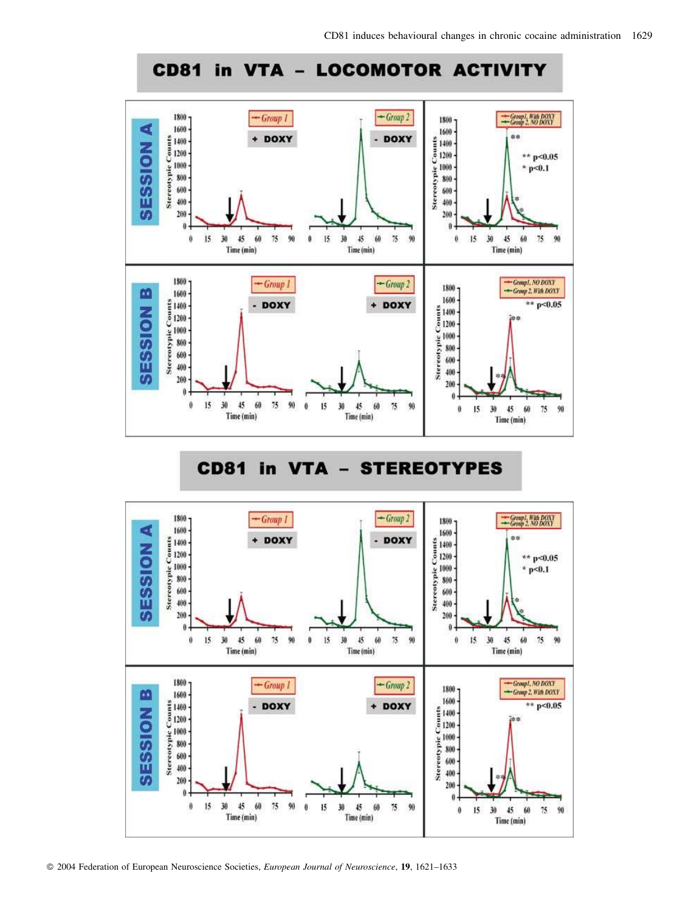**CD81 in VTA – LOCOMOTOR ACTIVITY**

**CD81 in VTA – STEREOTYPES**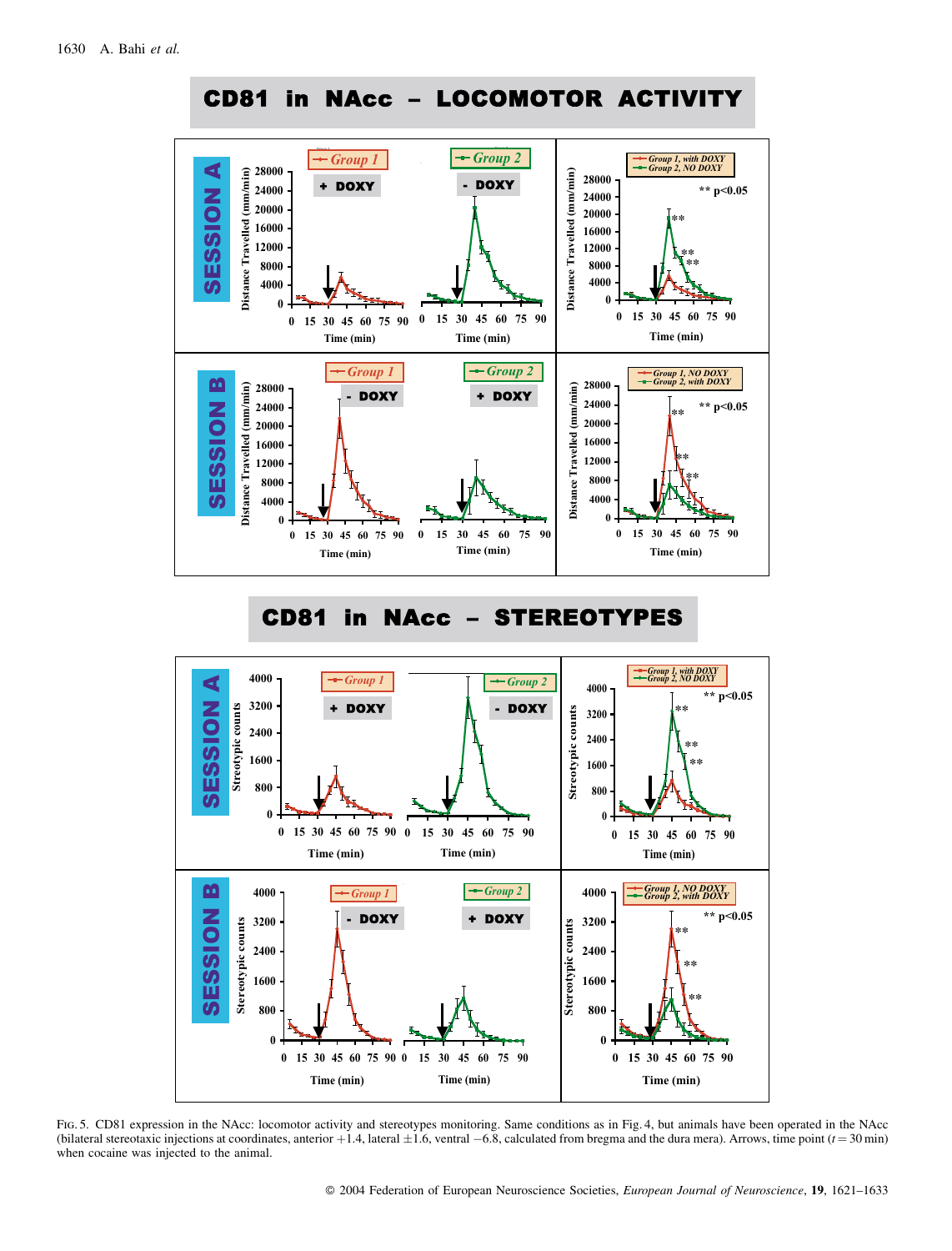Fig. 5. CD81 expression in the NAcc: locomotor activity and stereotypes monitoring. Same conditions as in Fig. 4, but animals have been operated in the NAcc (bilateral stereotaxic injections at coordinates, anterior +1.4, lateral ±1.6, ventral −6.8, calculated from bregma and the dura mera). Arrows, time point ($t = 30$ min) when cocaine was injected to the animal.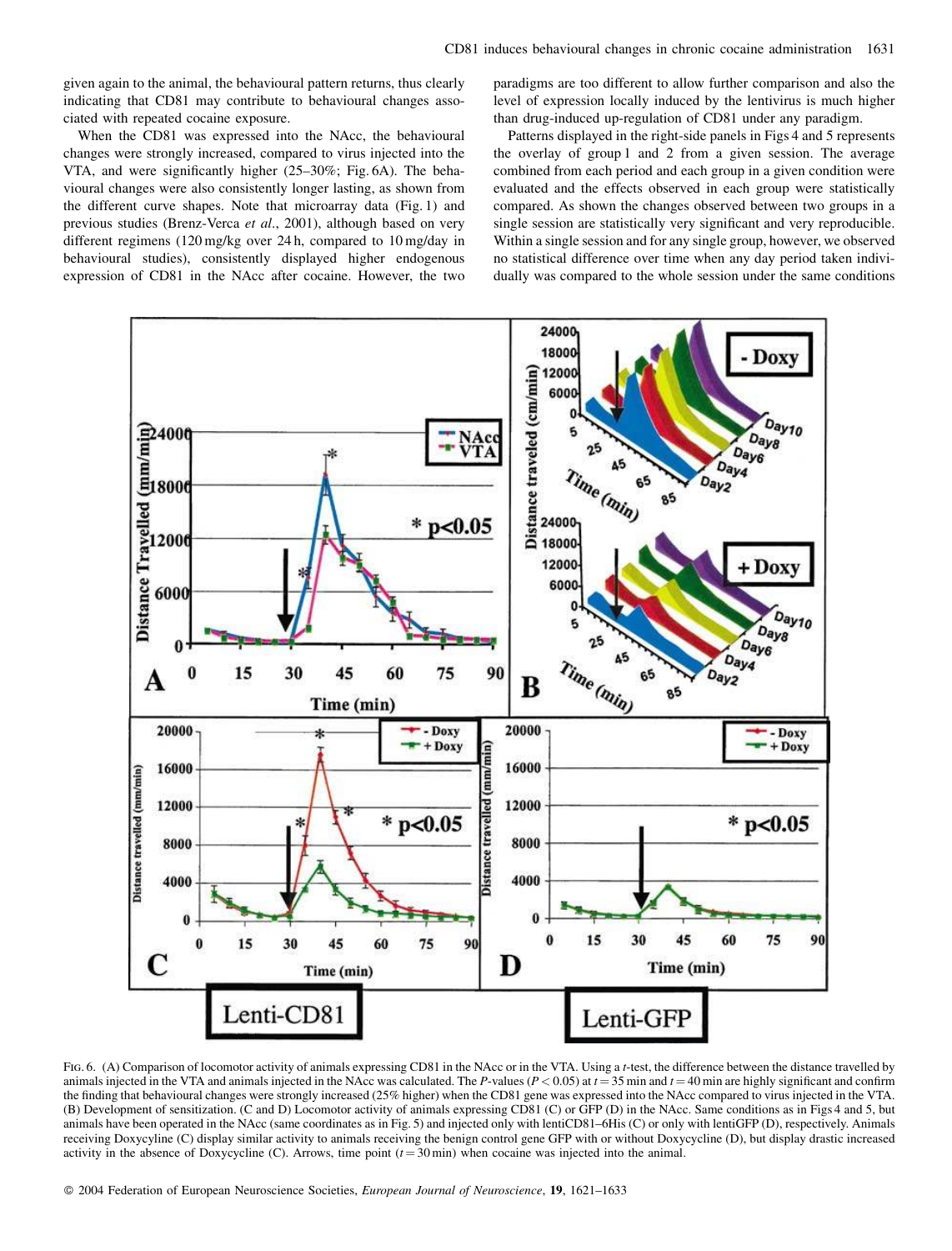given again to the animal, the behavioural pattern returns, thus clearly indicating that CD81 may contribute to behavioural changes associated with repeated cocaine exposure.

When the CD81 was expressed into the NAcc, the behavioural changes were strongly increased, compared to virus injected into the VTA, and were significantly higher (25–30%; Fig. 6A). The behavioural changes were also consistently longer lasting, as shown from the different curve shapes. Note that microarray data (Fig. 1) and previous studies (Brenz-Verca *et al*., 2001), although based on very different regimens (120 mg/kg over 24 h, compared to 10 mg/day in behavioural studies), consistently displayed higher endogenous expression of CD81 in the NAcc after cocaine. However, the two paradigms are too different to allow further comparison and also the level of expression locally induced by the lentivirus is much higher than drug-induced up-regulation of CD81 under any paradigm.

Patterns displayed in the right-side panels in Figs 4 and 5 represents the overlay of group 1 and 2 from a given session. The average combined from each period and each group in a given condition were evaluated and the effects observed in each group were statistically compared. As shown the changes observed between two groups in a single session are statistically very significant and very reproducible. Within a single session and for any single group, however, we observed no statistical difference over time when any day period taken individually was compared to the whole session under the same conditions

Fig. 6. (A) Comparison of locomotor activity of animals expressing CD81 in the NAcc or in the VTA. Using a *t*-test, the difference between the distance travelled by animals injected in the VTA and animals injected in the NAcc was calculated. The *P*-values ($P < 0.05$) at $t = 35$ min and $t = 40$ min are highly significant and confirm the finding that behavioural changes were strongly increased (25% higher) when the CD81 gene was expressed into the NAcc compared to virus injected in the VTA. (B) Development of sensitization. (C and D) Locomotor activity of animals expressing CD81 (C) or GFP (D) in the NAcc. Same conditions as in Figs 4 and 5, but animals have been operated in the NAcc (same coordinates as in Fig. 5) and injected only with lentiCD81–6His (C) or only with lentiGFP (D), respectively. Animals receiving Doxycyline (C) display similar activity to animals receiving the benign control gene GFP with or without Doxycycline (D), but display drastic increased activity in the absence of Doxycycline (C). Arrows, time point ($t = 30$ min) when cocaine was injected into the animal.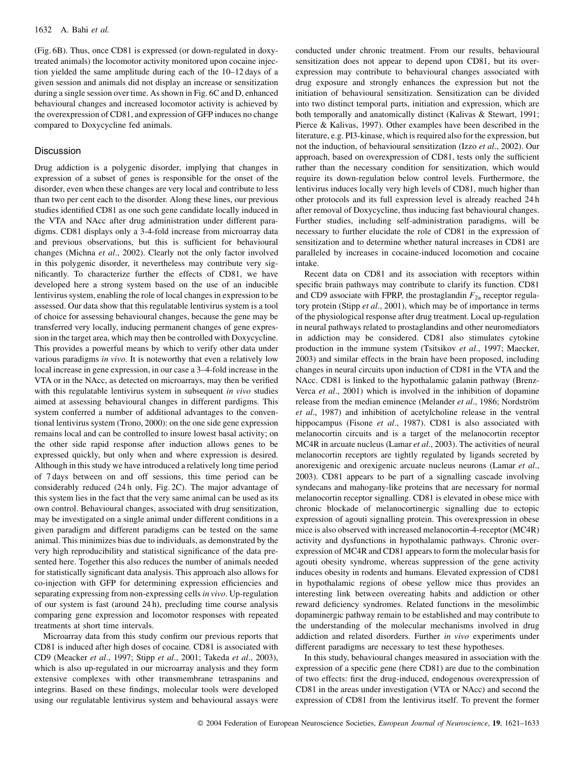(Fig. 6B). Thus, once CD81 is expressed (or down-regulated in doxy-treated animals) the locomotor activity monitored upon cocaine injection yielded the same amplitude during each of the 10–12 days of a given session and animals did not display an increase or sensitization during a single session over time. As shown in Fig. 6C and D, enhanced behavioural changes and increased locomotor activity is achieved by the overexpression of CD81, and expression of GFP induces no change compared to Doxycycline fed animals.

## Discussion

Drug addiction is a polygenic disorder, implying that changes in expression of a subset of genes is responsible for the onset of the disorder, even when these changes are very local and contribute to less than two per cent each to the disorder. Along these lines, our previous studies identified CD81 as one such gene candidate locally induced in the VTA and NAcc after drug administration under different paradigms. CD81 displays only a 3-4-fold increase from microarray data and previous observations, but this is sufficient for behavioural changes (Michna *et al*., 2002). Clearly not the only factor involved in this polygenic disorder, it nevertheless may contribute very significantly. To characterize further the effects of CD81, we have developed here a strong system based on the use of an inducible lentivirus system, enabling the role of local changes in expression to be assessed. Our data show that this regulatable lentivirus system is a tool of choice for assessing behavioural changes, because the gene may be transferred very locally, inducing permanent changes of gene expression in the target area, which may then be controlled with Doxycycline. This provides a powerful means by which to verify other data under various paradigms *in vivo*. It is noteworthy that even a relatively low local increase in gene expression, in our case a 3–4-fold increase in the VTA or in the NAcc, as detected on microarrays, may then be verified with this regulatable lentivirus system in subsequent *in vivo* studies aimed at assessing behavioural changes in different pardigms. This system conferred a number of additional advantages to the conventional lentivirus system (Trono, 2000): on the one side gene expression remains local and can be controlled to insure lowest basal activity; on the other side rapid response after induction allows genes to be expressed quickly, but only when and where expression is desired. Although in this study we have introduced a relatively long time period of 7 days between on and off sessions, this time period can be considerably reduced (24 h only, Fig. 2C). The major advantage of this system lies in the fact that the very same animal can be used as its own control. Behavioural changes, associated with drug sensitization, may be investigated on a single animal under different conditions in a given paradigm and different paradigms can be tested on the same animal. This minimizes bias due to individuals, as demonstrated by the very high reproducibility and statistical significance of the data presented here. Together this also reduces the number of animals needed for statistically significant data analysis. This approach also allows for co-injection with GFP for determining expression efficiencies and separating expressing from non-expressing cells *in vivo*. Up-regulation of our system is fast (around 24 h), precluding time course analysis comparing gene expression and locomotor responses with repeated treatments at short time intervals.

Microarray data from this study confirm our previous reports that CD81 is induced after high doses of cocaine. CD81 is associated with CD9 (Meacker *et al*., 1997; Stipp *et al*., 2001; Takeda *et al*., 2003), which is also up-regulated in our microarray analysis and they form extensive complexes with other transmembrane tetraspanins and integrins. Based on these findings, molecular tools were developed using our regulatable lentivirus system and behavioural assays were conducted under chronic treatment. From our results, behavioural sensitization does not appear to depend upon CD81, but its overexpression may contribute to behavioural changes associated with drug exposure and strongly enhances the expression but not the initiation of behavioural sensitization. Sensitization can be divided into two distinct temporal parts, initiation and expression, which are both temporally and anatomically distinct (Kalivas & Stewart, 1991; Pierce & Kalivas, 1997). Other examples have been described in the literature, e.g. PI3-kinase, which is required also for the expression, but not the induction, of behavioural sensitization (Izzo *et al*., 2002). Our approach, based on overexpression of CD81, tests only the sufficient rather than the necessary condition for sensitization, which would require its down-regulation below control levels. Furthermore, the lentivirus induces locally very high levels of CD81, much higher than other protocols and its full expression level is already reached 24 h after removal of Doxycycline, thus inducing fast behavioural changes. Further studies, including self-administration paradigms, will be necessary to further elucidate the role of CD81 in the expression of sensitization and to determine whether natural increases in CD81 are paralleled by increases in cocaine-induced locomotion and cocaine intake.

Recent data on CD81 and its association with receptors within specific brain pathways may contribute to clarify its function. CD81 and CD9 associate with FPRP, the prostaglandin $F_{2a}$ receptor regulatory protein (Stipp *et al*., 2001), which may be of importance in terms of the physiological response after drug treatment. Local up-regulation in neural pathways related to prostaglandins and other neuromediators in addiction may be considered. CD81 also stimulates cytokine production in the immune system (Tsitsikov *et al*., 1997; Maecker, 2003) and similar effects in the brain have been proposed, including changes in neural circuits upon induction of CD81 in the VTA and the NAcc. CD81 is linked to the hypothalamic galanin pathway (Brenz-Verca *et al*., 2001) which is involved in the inhibition of dopamine release from the median eminence (Melander *et al*., 1986; Nordström *et al*., 1987) and inhibition of acetylcholine release in the ventral hippocampus (Fisone *et al*., 1987). CD81 is also associated with melanocortin circuits and is a target of the melanocortin receptor MC4R in arcuate nucleus (Lamar *et al*., 2003). The activities of neural melanocortin receptors are tightly regulated by ligands secreted by anorexigenic and orexigenic arcuate nucleus neurons (Lamar *et al*., 2003). CD81 appears to be part of a signalling cascade involving syndecans and mahogany-like proteins that are necessary for normal melanocortin receptor signalling. CD81 is elevated in obese mice with chronic blockade of melanocortinergic signalling due to ectopic expression of agouti signalling protein. This overexpression in obese mice is also observed with increased melanocortin-4-receptor (MC4R) activity and dysfunctions in hypothalamic pathways. Chronic overexpression of MC4R and CD81 appears to form the molecular basis for agouti obesity syndrome, whereas suppression of the gene activity induces obesity in rodents and humans. Elevated expression of CD81 in hypothalamic regions of obese yellow mice thus provides an interesting link between overeating habits and addiction or other reward deficiency syndromes. Related functions in the mesolimbic dopaminergic pathway remain to be established and may contribute to the understanding of the molecular mechanisms involved in drug addiction and related disorders. Further *in vivo* experiments under different paradigms are necessary to test these hypotheses.

In this study, behavioural changes measured in association with the expression of a specific gene (here CD81) are due to the combination of two effects: first the drug-induced, endogenous overexpression of CD81 in the areas under investigation (VTA or NAcc) and second the expression of CD81 from the lentivirus itself. To prevent the former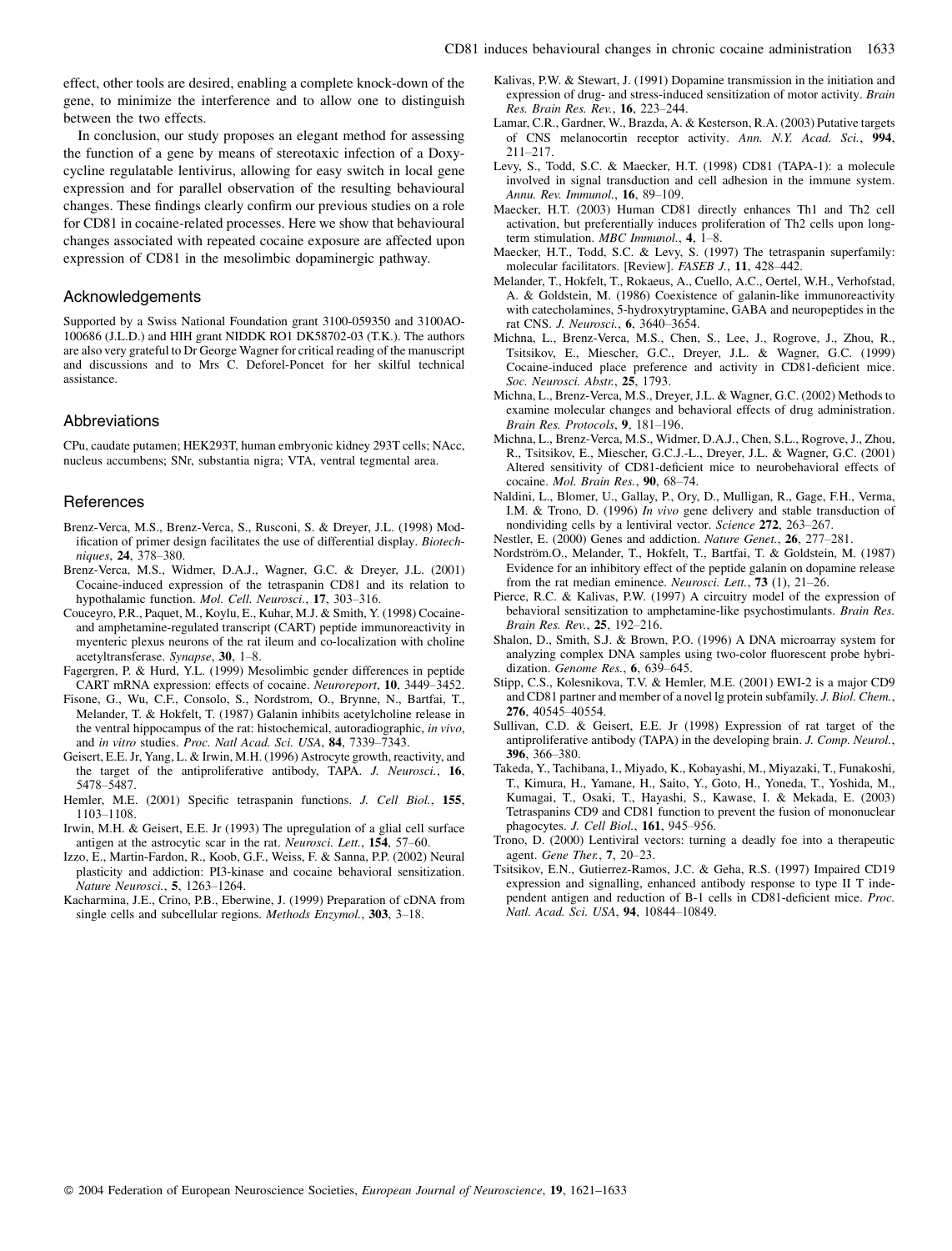effect, other tools are desired, enabling a complete knock-down of the gene, to minimize the interference and to allow one to distinguish between the two effects.

In conclusion, our study proposes an elegant method for assessing the function of a gene by means of stereotaxic infection of a Doxycycline regulatable lentivirus, allowing for easy switch in local gene expression and for parallel observation of the resulting behavioural changes. These findings clearly confirm our previous studies on a role for CD81 in cocaine-related processes. Here we show that behavioural changes associated with repeated cocaine exposure are affected upon expression of CD81 in the mesolimbic dopaminergic pathway.

## Acknowledgements

Supported by a Swiss National Foundation grant 3100-059350 and 3100AO-100686 (J.L.D.) and HIH grant NIDDK RO1 DK58702-03 (T.K.). The authors are also very grateful to Dr George Wagner for critical reading of the manuscript and discussions and to Mrs C. Deforel-Poncet for her skilful technical assistance.

## Abbreviations

CPu, caudate putamen; HEK293T, human embryonic kidney 293T cells; NAcc, nucleus accumbens; SNr, substantia nigra; VTA, ventral tegmental area.

## References

Brenz-Verca, M.S., Brenz-Verca, S., Rusconi, S. & Dreyer, J.L. (1998) Modification of primer design facilitates the use of differential display. *Biotechniques*, **24**, 378–380.

Brenz-Verca, M.S., Widmer, D.A.J., Wagner, G.C. & Dreyer, J.L. (2001) Cocaine-induced expression of the tetraspanin CD81 and its relation to hypothalamic function. *Mol. Cell. Neurosci.*, **17**, 303–316.

Couceyro, P.R., Paquet, M., Koylu, E., Kuhar, M.J. & Smith, Y. (1998) Cocaine- and amphetamine-regulated transcript (CART) peptide immunoreactivity in myenteric plexus neurons of the rat ileum and co-localization with choline acetyltransferase. *Synapse*, **30**, 1–8.

Fagergren, P. & Hurd, Y.L. (1999) Mesolimbic gender differences in peptide CART mRNA expression: effects of cocaine. *Neuroreport*, **10**, 3449–3452.

Fisone, G., Wu, C.F., Consolo, S., Nordstrom, O., Brynne, N., Bartfai, T., Melander, T. & Hokfelt, T. (1987) Galanin inhibits acetylcholine release in the ventral hippocampus of the rat: histochemical, autoradiographic, *in vivo*, and *in vitro* studies. *Proc. Natl Acad. Sci. USA*, **84**, 7339–7343.

Geisert, E.E. Jr, Yang, L. & Irwin, M.H. (1996) Astrocyte growth, reactivity, and the target of the antiproliferative antibody, TAPA. *J. Neurosci.*, **16**, 5478–5487.

Hemler, M.E. (2001) Specific tetraspanin functions. *J. Cell Biol.*, **155**, 1103–1108.

Irwin, M.H. & Geisert, E.E. Jr (1993) The upregulation of a glial cell surface antigen at the astrocytic scar in the rat. *Neurosci. Lett.*, **154**, 57–60.

Izzo, E., Martin-Fardon, R., Koob, G.F., Weiss, F. & Sanna, P.P. (2002) Neural plasticity and addiction: PI3-kinase and cocaine behavioral sensitization. *Nature Neurosci.*, **5**, 1263–1264.

Kacharmina, J.E., Crino, P.B., Eberwine, J. (1999) Preparation of cDNA from single cells and subcellular regions. *Methods Enzymol.*, **303**, 3–18.

Kalivas, P.W. & Stewart, J. (1991) Dopamine transmission in the initiation and expression of drug- and stress-induced sensitization of motor activity. *Brain Res. Brain Res. Rev.*, **16**, 223–244.

Lamar, C.R., Gardner, W., Brazda, A. & Kesterson, R.A. (2003) Putative targets of CNS melanocortin receptor activity. *Ann. N.Y. Acad. Sci.*, **994**, 211–217.

Levy, S., Todd, S.C. & Maecker, H.T. (1998) CD81 (TAPA-1): a molecule involved in signal transduction and cell adhesion in the immune system. *Annu. Rev. Immunol.*, **16**, 89–109.

Maecker, H.T. (2003) Human CD81 directly enhances Th1 and Th2 cell activation, but preferentially induces proliferation of Th2 cells upon long-term stimulation. *MBC Immunol.*, **4**, 1–8.

Maecker, H.T., Todd, S.C. & Levy, S. (1997) The tetraspanin superfamily: molecular facilitators. [Review]. *FASEB J.*, **11**, 428–442.

Melander, T., Hokfelt, T., Rokaeus, A., Cuello, A.C., Oertel, W.H., Verhofstad, A. & Goldstein, M. (1986) Coexistence of galanin-like immunoreactivity with catecholamines, 5-hydroxytryptamine, GABA and neuropeptides in the rat CNS. *J. Neurosci.*, **6**, 3640–3654.

Michna, L., Brenz-Verca, M.S., Chen, S., Lee, J., Rogrove, J., Zhou, R., Tsitsikov, E., Miescher, G.C., Dreyer, J.L. & Wagner, G.C. (1999) Cocaine-induced place preference and activity in CD81-deficient mice. *Soc. Neurosci. Abstr.*, **25**, 1793.

Michna, L., Brenz-Verca, M.S., Dreyer, J.L. & Wagner, G.C. (2002) Methods to examine molecular changes and behavioral effects of drug administration. *Brain Res. Protocols*, **9**, 181–196.

Michna, L., Brenz-Verca, M.S., Widmer, D.A.J., Chen, S.L., Rogrove, J., Zhou, R., Tsitsikov, E., Miescher, G.C.J.-L., Dreyer, J.L. & Wagner, G.C. (2001) Altered sensitivity of CD81-deficient mice to neurobehavioral effects of cocaine. *Mol. Brain Res.*, **90**, 68–74.

Naldini, L., Blomer, U., Gallay, P., Ory, D., Mulligan, R., Gage, F.H., Verma, I.M. & Trono, D. (1996) *In vivo* gene delivery and stable transduction of nondividing cells by a lentiviral vector. *Science* **272**, 263–267.

Nestler, E. (2000) Genes and addiction. *Nature Genet.*, **26**, 277–281.

Nordström.O., Melander, T., Hokfelt, T., Bartfai, T. & Goldstein, M. (1987) Evidence for an inhibitory effect of the peptide galanin on dopamine release from the rat median eminence. *Neurosci. Lett.*, **73** (1), 21–26.

Pierce, R.C. & Kalivas, P.W. (1997) A circuitry model of the expression of behavioral sensitization to amphetamine-like psychostimulants. *Brain Res. Brain Res. Rev.*, **25**, 192–216.

Shalon, D., Smith, S.J. & Brown, P.O. (1996) A DNA microarray system for analyzing complex DNA samples using two-color fluorescent probe hybridization. *Genome Res.*, **6**, 639–645.

Stipp, C.S., Kolesnikova, T.V. & Hemler, M.E. (2001) EWI-2 is a major CD9 and CD81 partner and member of a novel Ig protein subfamily. *J. Biol. Chem.*, **276**, 40545–40554.

Sullivan, C.D. & Geisert, E.E. Jr (1998) Expression of rat target of the antiproliferative antibody (TAPA) in the developing brain. *J. Comp. Neurol.*, **396**, 366–380.

Takeda, Y., Tachibana, I., Miyado, K., Kobayashi, M., Miyazaki, T., Funakoshi, T., Kimura, H., Yamane, H., Saito, Y., Goto, H., Yoneda, T., Yoshida, M., Kumagai, T., Osaki, T., Hayashi, S., Kawase, I. & Mekada, E. (2003) Tetraspanins CD9 and CD81 function to prevent the fusion of mononuclear phagocytes. *J. Cell Biol.*, **161**, 945–956.

Trono, D. (2000) Lentiviral vectors: turning a deadly foe into a therapeutic agent. *Gene Ther.*, **7**, 20–23.

Tsitsikov, E.N., Gutierrez-Ramos, J.C. & Geha, R.S. (1997) Impaired CD19 expression and signalling, enhanced antibody response to type II T independent antigen and reduction of B-1 cells in CD81-deficient mice. *Proc. Natl. Acad. Sci. USA*, **94**, 10844–10849.